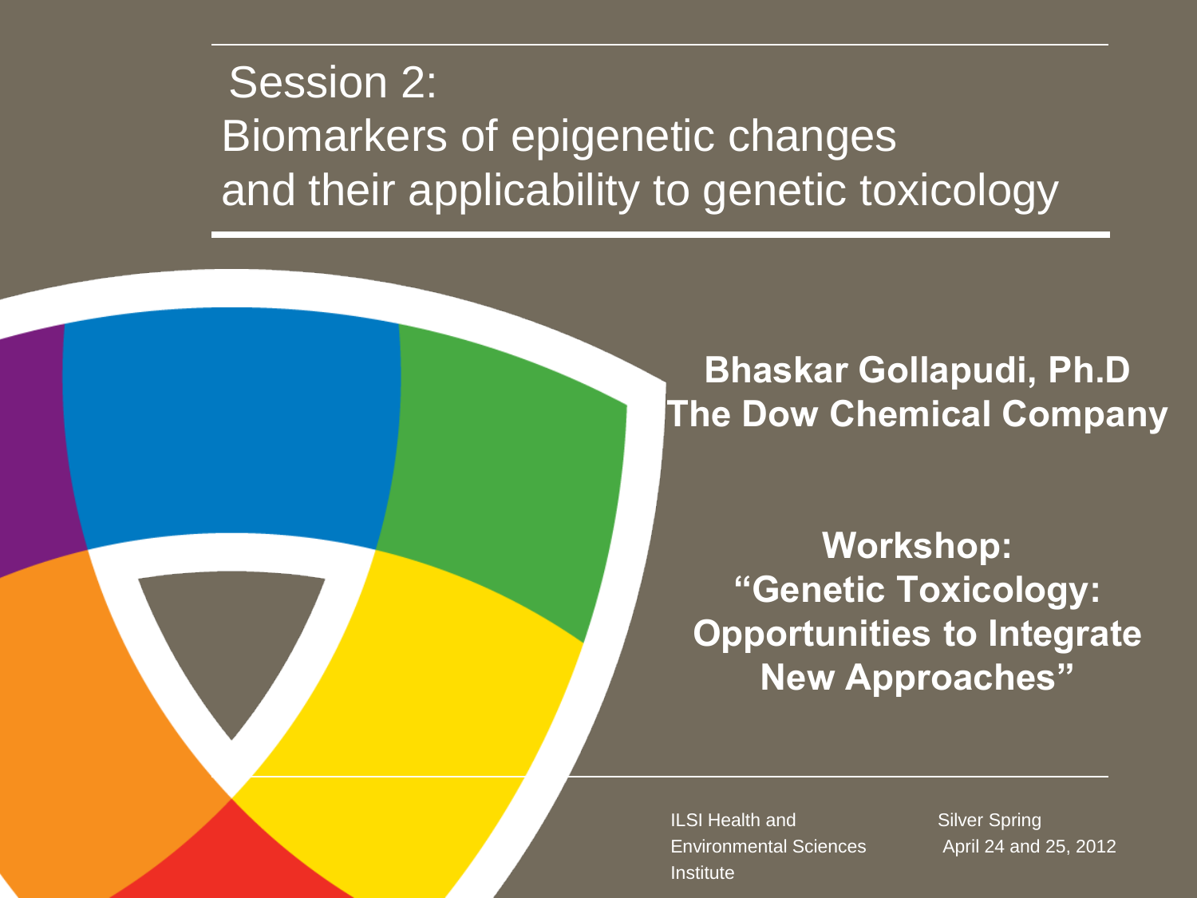# Session 2: Biomarkers of epigenetic changes and their applicability to genetic toxicology

**Bhaskar Gollapudi, Ph.D**
**The Dow Chemical Company**

**Workshop:**
**"Genetic Toxicology: Opportunities to Integrate New Approaches"**

ILSI Health and Environmental Sciences Institute

Silver Spring
April 24 and 25, 2012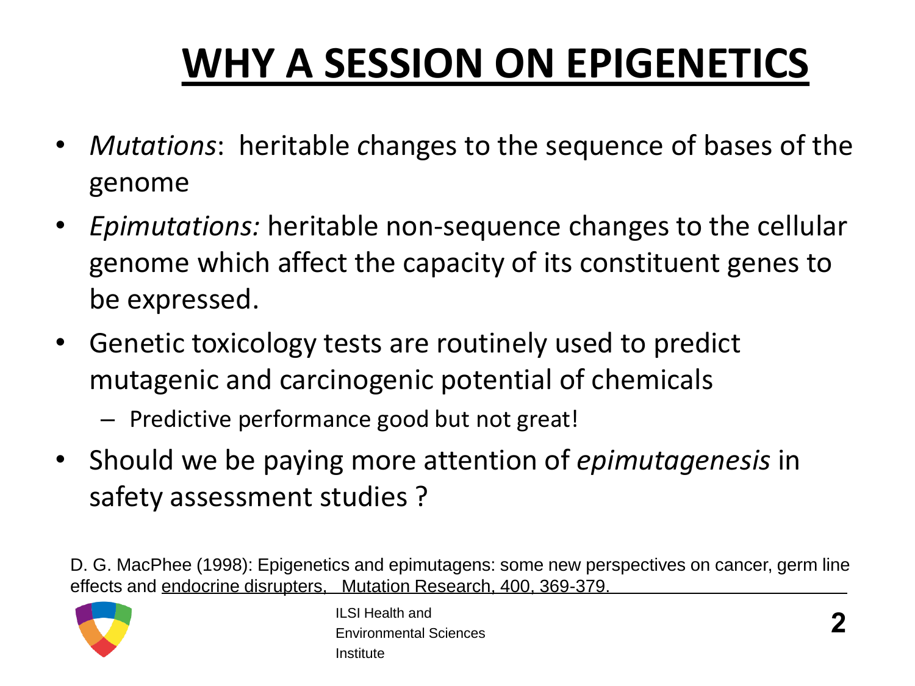# WHY A SESSION ON EPIGENETICS

- *Mutations*: heritable changes to the sequence of bases of the genome
- *Epimutations:* heritable non-sequence changes to the cellular genome which affect the capacity of its constituent genes to be expressed.
- Genetic toxicology tests are routinely used to predict mutagenic and carcinogenic potential of chemicals
  - Predictive performance good but not great!
- Should we be paying more attention of *epimutagenesis* in safety assessment studies ?

D. G. MacPhee (1998): Epigenetics and epimutagens: some new perspectives on cancer, germ line effects and endocrine disrupters, Mutation Research, 400, 369-379.

ILSI Health and Environmental Sciences Institute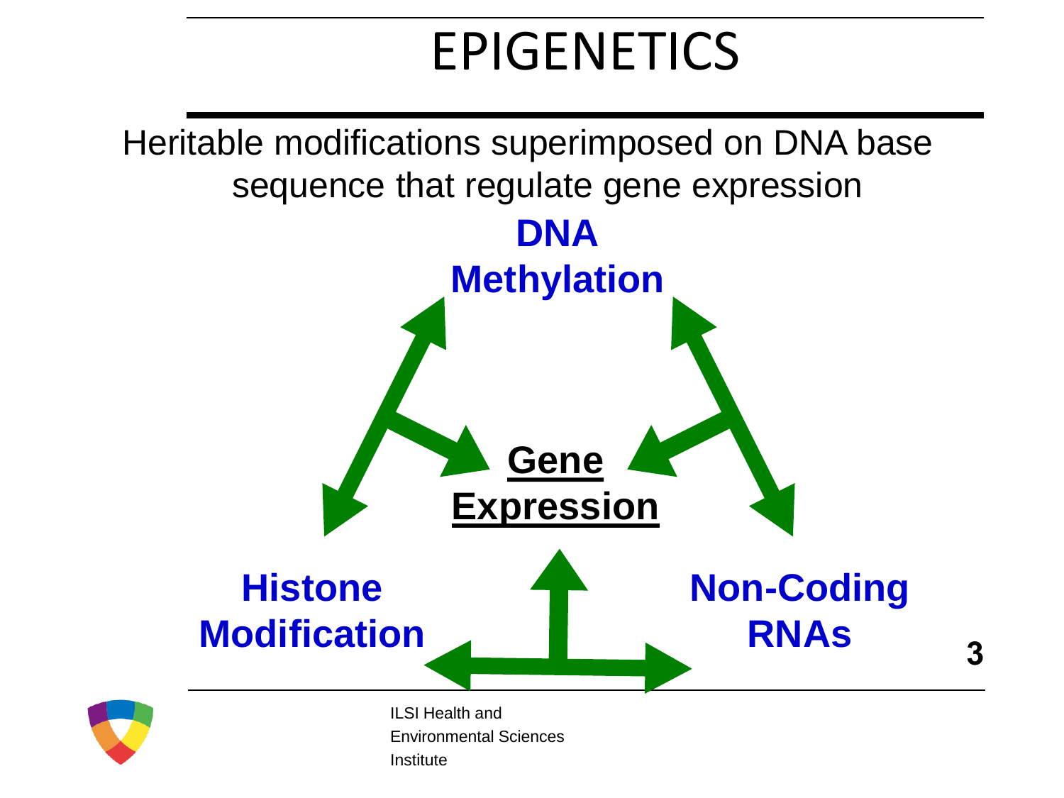# EPIGENETICS

Heritable modifications superimposed on DNA base sequence that regulate gene expression

**DNA Methylation**

**Gene Expression**

**Histone Modification**

**Non-Coding RNAs**

ILSI Health and Environmental Sciences Institute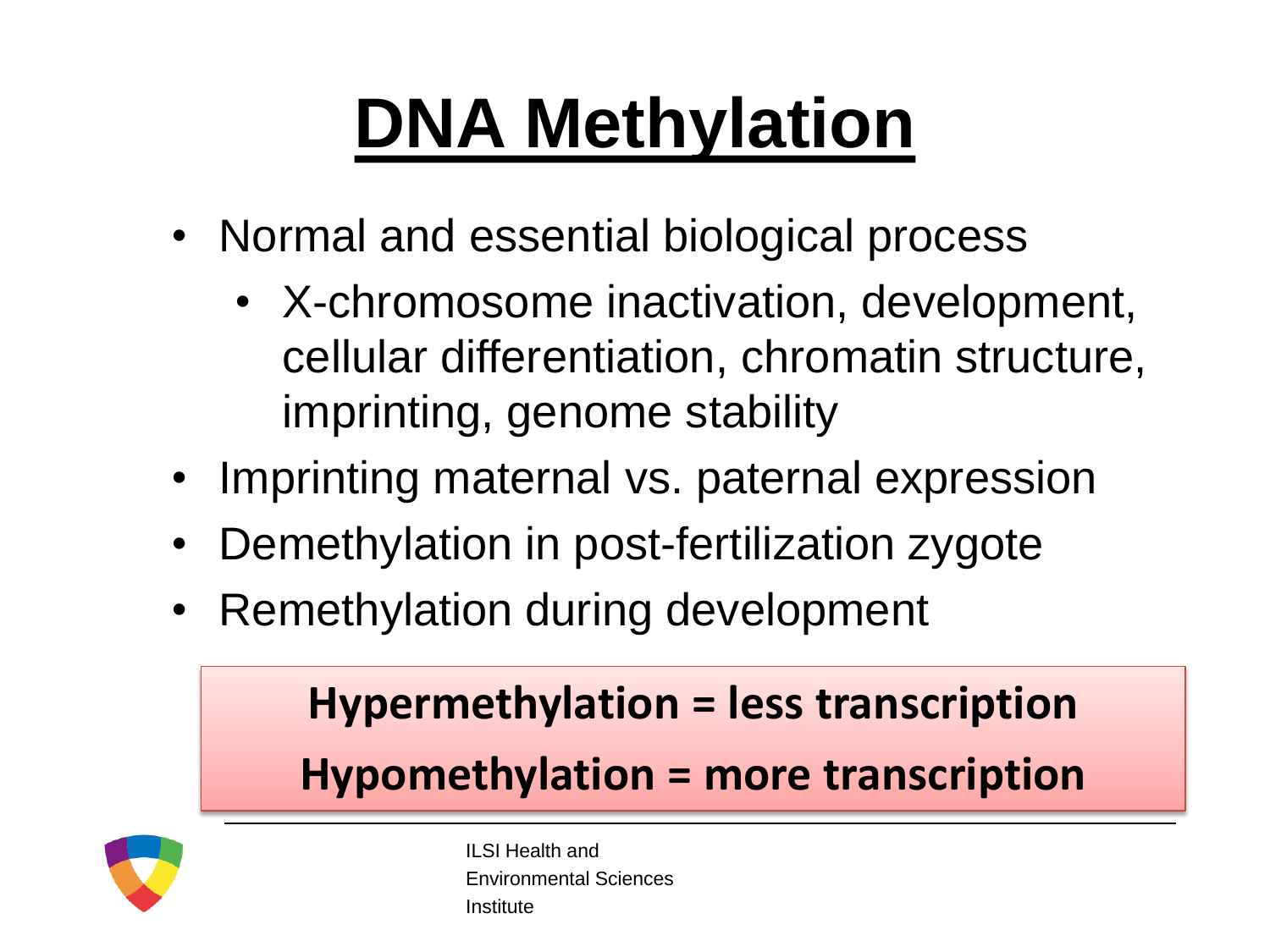# DNA Methylation

- Normal and essential biological process
  - X-chromosome inactivation, development, cellular differentiation, chromatin structure, imprinting, genome stability
- Imprinting maternal vs. paternal expression
- Demethylation in post-fertilization zygote
- Remethylation during development

**Hypermethylation = less transcription**

**Hypomethylation = more transcription**

ILSI Health and Environmental Sciences Institute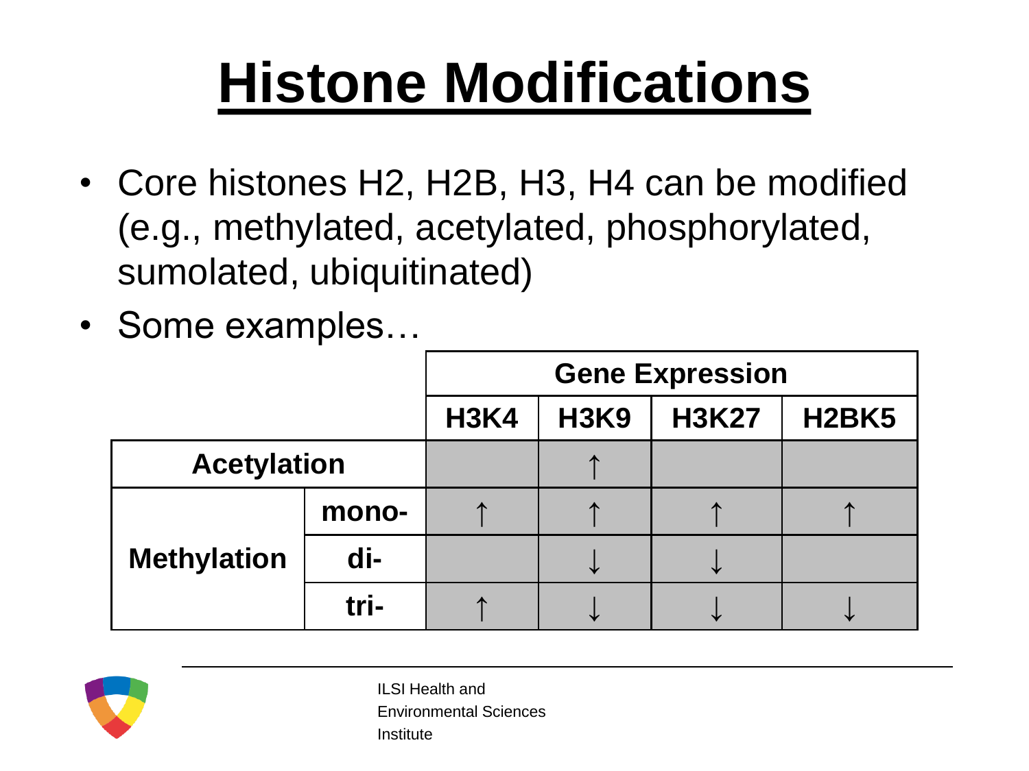# Histone Modifications

- Core histones H2, H2B, H3, H4 can be modified (e.g., methylated, acetylated, phosphorylated, sumolated, ubiquitinated)
- Some examples…

| | | Gene Expression | | | |
|---|---|---|---|---|---|
| | | **H3K4** | **H3K9** | **H3K27** | **H2BK5** |
| **Acetylation** | | | ↑ | | |
| **Methylation** | **mono-** | ↑ | ↑ | ↑ | ↑ |
| | **di-** | | ↓ | ↓ | |
| | **tri-** | ↑ | ↓ | ↓ | ↓ |

ILSI Health and Environmental Sciences Institute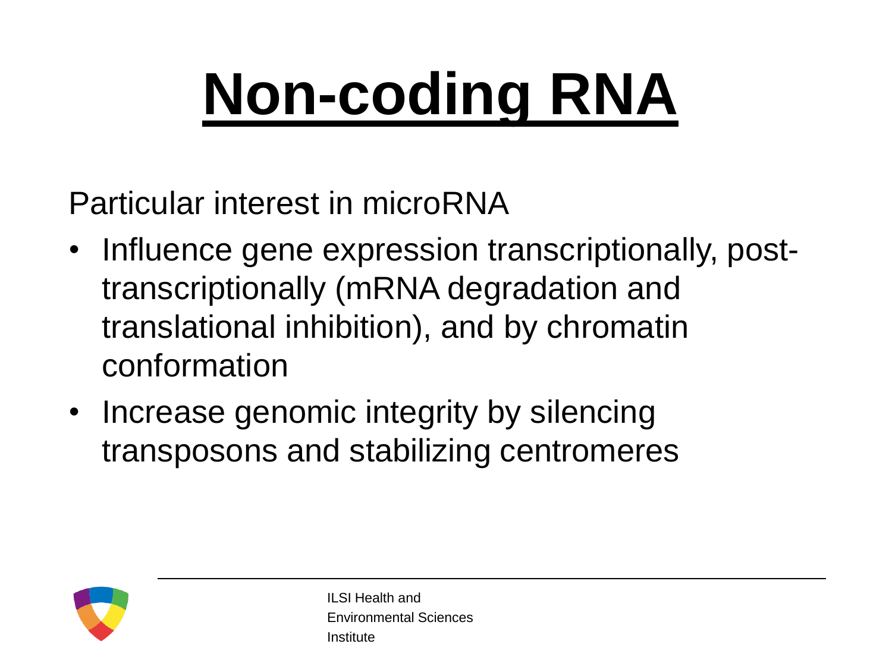# Non-coding RNA

Particular interest in microRNA

- Influence gene expression transcriptionally, post-transcriptionally (mRNA degradation and translational inhibition), and by chromatin conformation
- Increase genomic integrity by silencing transposons and stabilizing centromeres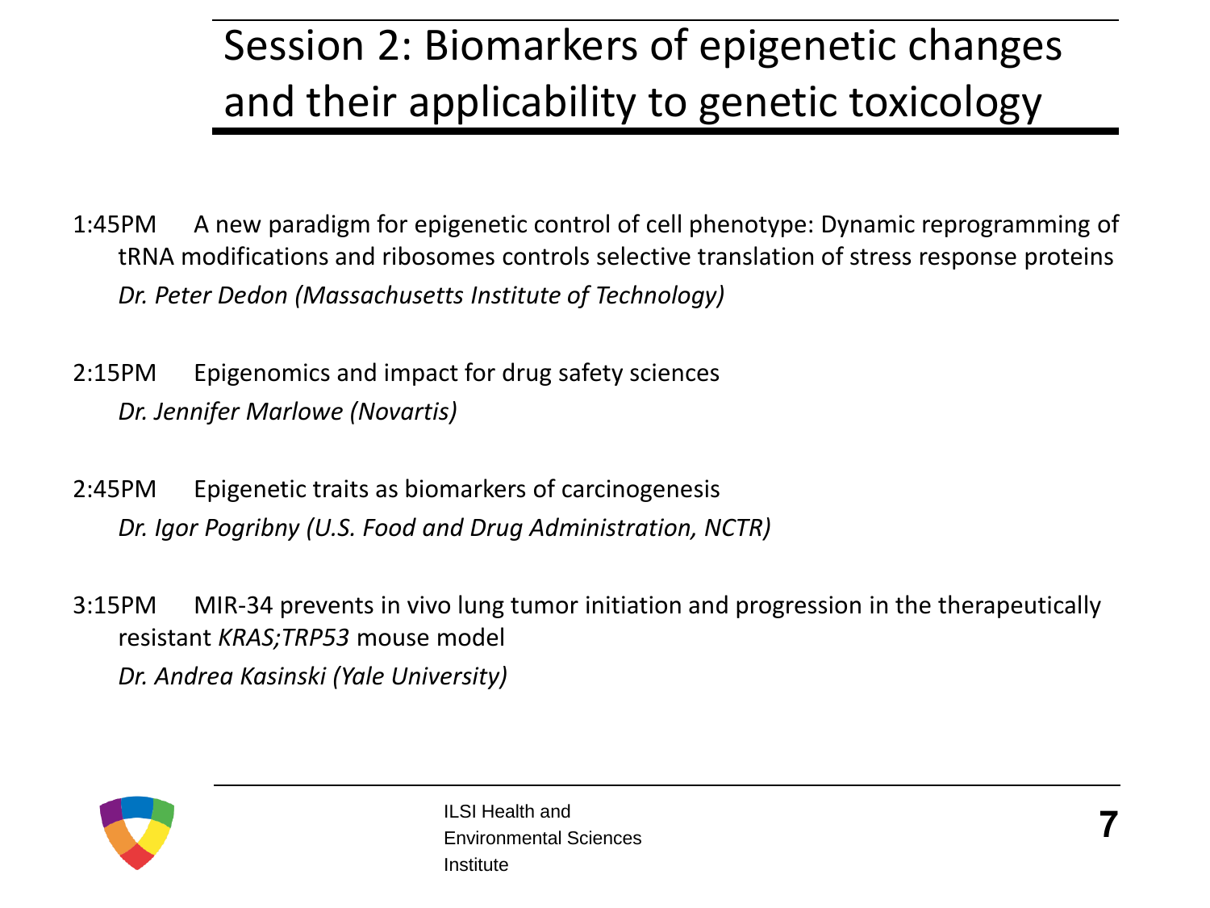# Session 2: Biomarkers of epigenetic changes and their applicability to genetic toxicology

1:45PM A new paradigm for epigenetic control of cell phenotype: Dynamic reprogramming of tRNA modifications and ribosomes controls selective translation of stress response proteins

*Dr. Peter Dedon (Massachusetts Institute of Technology)*

2:15PM Epigenomics and impact for drug safety sciences

*Dr. Jennifer Marlowe (Novartis)*

2:45PM Epigenetic traits as biomarkers of carcinogenesis

*Dr. Igor Pogribny (U.S. Food and Drug Administration, NCTR)*

3:15PM MIR-34 prevents in vivo lung tumor initiation and progression in the therapeutically resistant *KRAS;TRP53* mouse model

*Dr. Andrea Kasinski (Yale University)*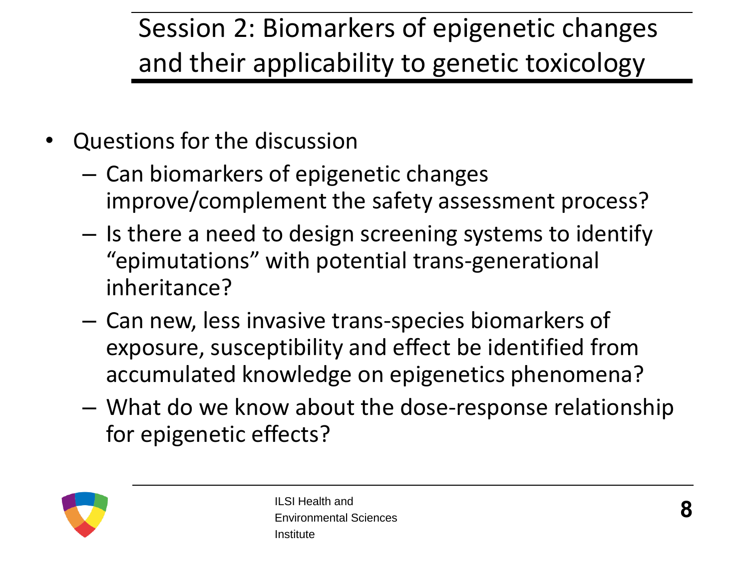# Session 2: Biomarkers of epigenetic changes and their applicability to genetic toxicology

- Questions for the discussion
  - Can biomarkers of epigenetic changes improve/complement the safety assessment process?
  - Is there a need to design screening systems to identify "epimutations" with potential trans-generational inheritance?
  - Can new, less invasive trans-species biomarkers of exposure, susceptibility and effect be identified from accumulated knowledge on epigenetics phenomena?
  - What do we know about the dose-response relationship for epigenetic effects?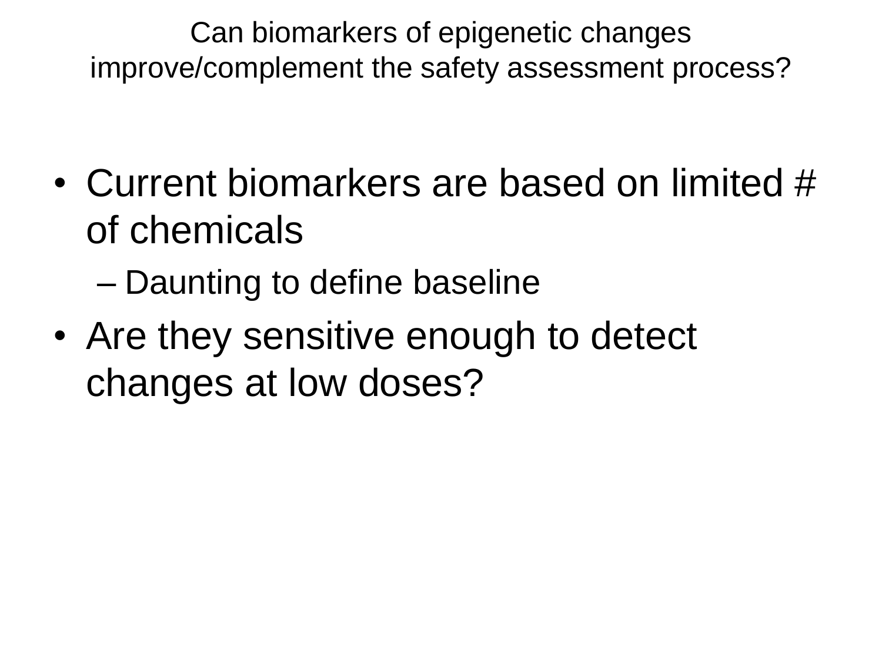# Can biomarkers of epigenetic changes improve/complement the safety assessment process?

- Current biomarkers are based on limited # of chemicals
  - Daunting to define baseline
- Are they sensitive enough to detect changes at low doses?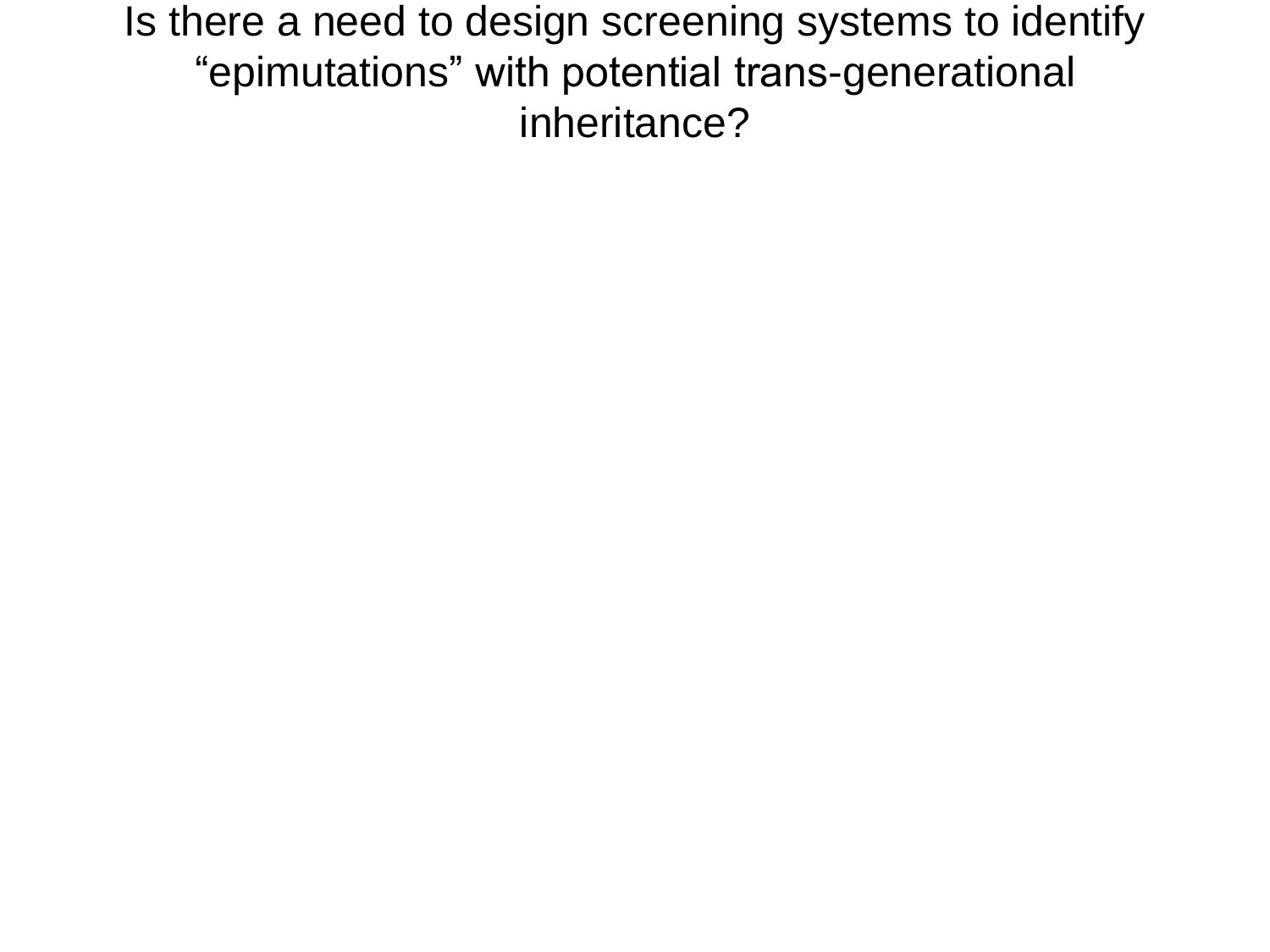# Is there a need to design screening systems to identify “epimutations” with potential trans-generational inheritance?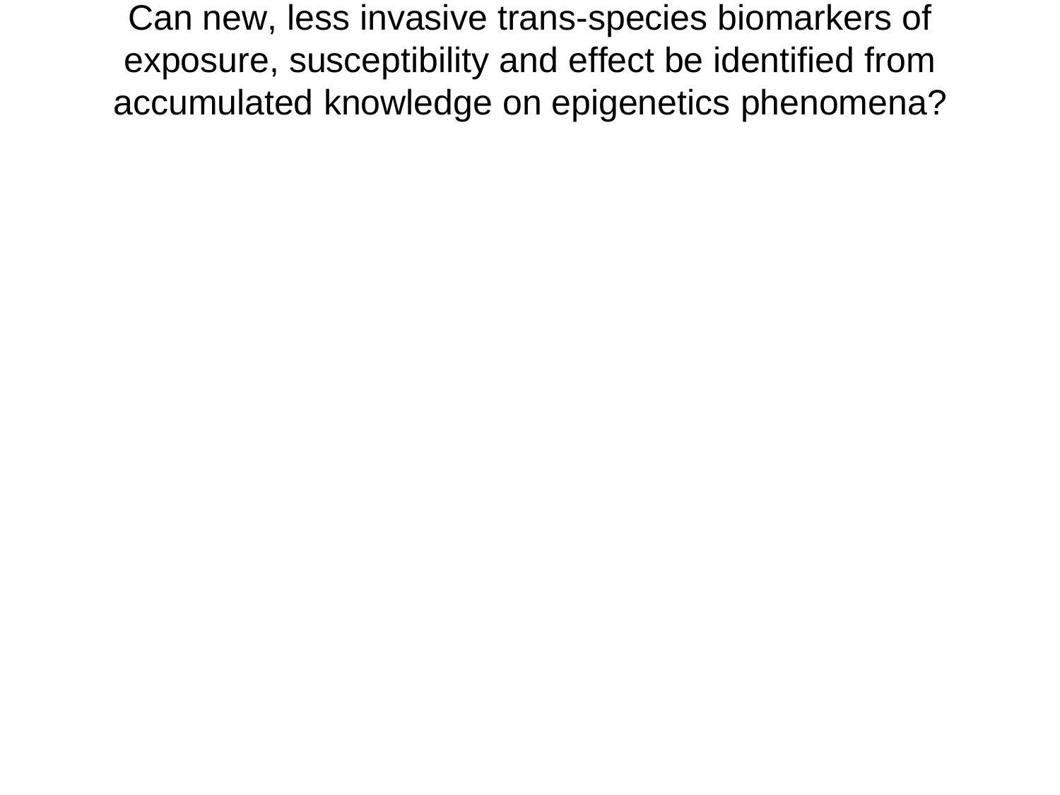# Can new, less invasive trans-species biomarkers of exposure, susceptibility and effect be identified from accumulated knowledge on epigenetics phenomena?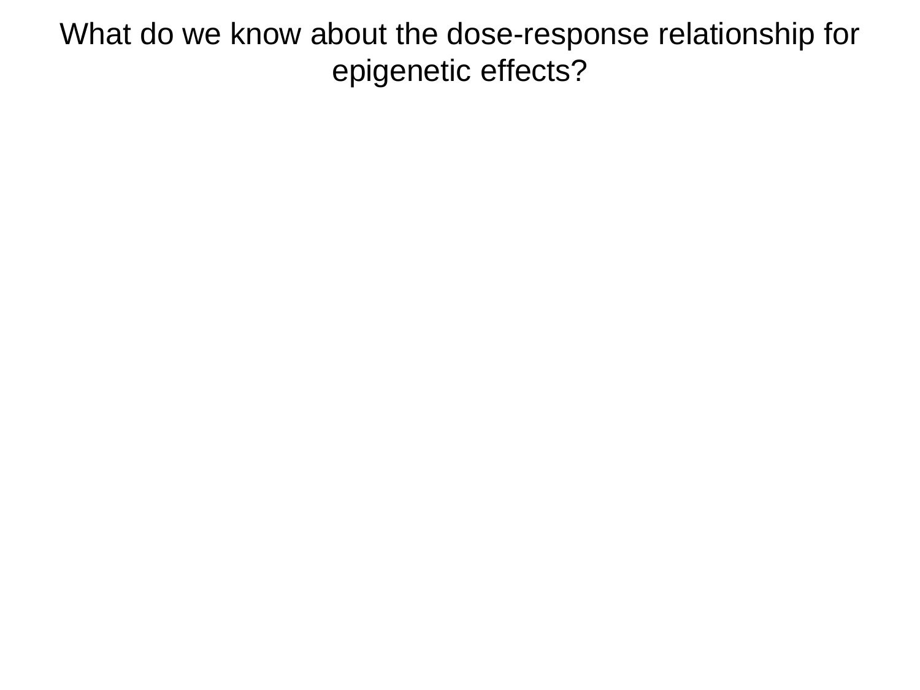# What do we know about the dose-response relationship for epigenetic effects?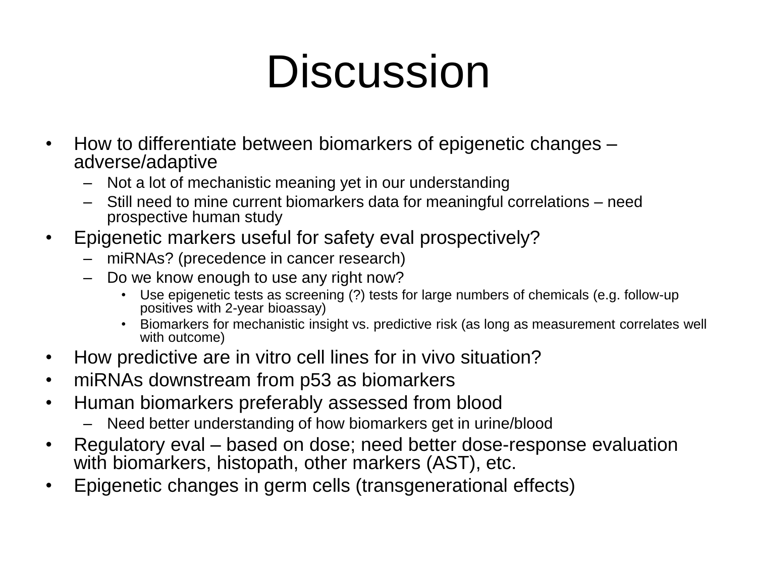# Discussion

- How to differentiate between biomarkers of epigenetic changes – adverse/adaptive
  - Not a lot of mechanistic meaning yet in our understanding
  - Still need to mine current biomarkers data for meaningful correlations – need prospective human study
- Epigenetic markers useful for safety eval prospectively?
  - miRNAs? (precedence in cancer research)
  - Do we know enough to use any right now?
    - Use epigenetic tests as screening (?) tests for large numbers of chemicals (e.g. follow-up positives with 2-year bioassay)
    - Biomarkers for mechanistic insight vs. predictive risk (as long as measurement correlates well with outcome)
- How predictive are in vitro cell lines for in vivo situation?
- miRNAs downstream from p53 as biomarkers
- Human biomarkers preferably assessed from blood
  - Need better understanding of how biomarkers get in urine/blood
- Regulatory eval – based on dose; need better dose-response evaluation with biomarkers, histopath, other markers (AST), etc.
- Epigenetic changes in germ cells (transgenerational effects)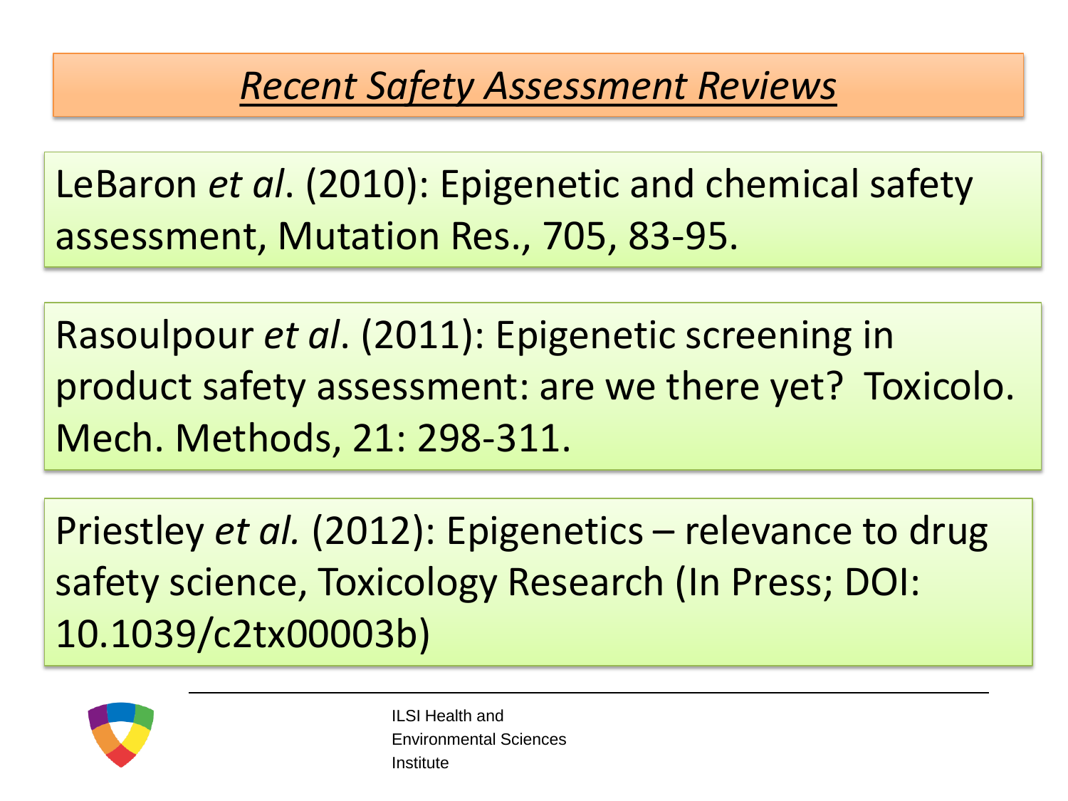# *Recent Safety Assessment Reviews*

LeBaron *et al*. (2010): Epigenetic and chemical safety assessment, Mutation Res., 705, 83-95.

Rasoulpour *et al*. (2011): Epigenetic screening in product safety assessment: are we there yet? Toxicolo. Mech. Methods, 21: 298-311.

Priestley *et al.* (2012): Epigenetics – relevance to drug safety science, Toxicology Research (In Press; DOI: 10.1039/c2tx00003b)

ILSI Health and Environmental Sciences Institute